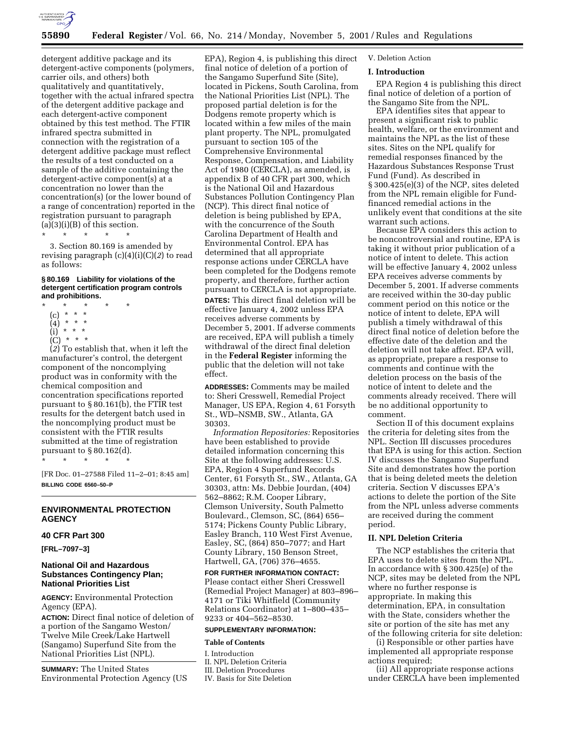detergent additive package and its detergent-active components (polymers, carrier oils, and others) both qualitatively and quantitatively, together with the actual infrared spectra of the detergent additive package and each detergent-active component obtained by this test method. The FTIR infrared spectra submitted in connection with the registration of a detergent additive package must reflect the results of a test conducted on a sample of the additive containing the detergent-active component(s) at a concentration no lower than the concentration(s) (or the lower bound of a range of concentration) reported in the registration pursuant to paragraph (a)(3)(i)(B) of this section.

\* \* \* \* \*

3. Section 80.169 is amended by revising paragraph (c)(4)(i)(C)(*2*) to read as follows:

**§ 80.169 Liability for violations of the detergent certification program controls and prohibitions.**

\* \* \* \* \*

(c) \* \* \*

(4) \* \* \*

(i) \* \* \*

(C) \* \* \*

(*2*) To establish that, when it left the manufacturer's control, the detergent component of the noncomplying product was in conformity with the chemical composition and concentration specifications reported pursuant to § 80.161(b), the FTIR test results for the detergent batch used in the noncomplying product must be consistent with the FTIR results submitted at the time of registration pursuant to § 80.162(d).

\* \* \* \* \*

[FR Doc. 01–27588 Filed 11–2–01; 8:45 am]

**BILLING CODE 6560–50–P**

---

## ENVIRONMENTAL PROTECTION AGENCY

### 40 CFR Part 300

**[FRL–7097–3]**

### National Oil and Hazardous Substances Contingency Plan; National Priorities List

**AGENCY:** Environmental Protection Agency (EPA).

**ACTION:** Direct final notice of deletion of a portion of the Sangamo Weston/Twelve Mile Creek/Lake Hartwell (Sangamo) Superfund Site from the National Priorities List (NPL).

**SUMMARY:** The United States Environmental Protection Agency (US EPA), Region 4, is publishing this direct final notice of deletion of a portion of the Sangamo Superfund Site (Site), located in Pickens, South Carolina, from the National Priorities List (NPL). The proposed partial deletion is for the Dodgens remote property which is located within a few miles of the main plant property. The NPL, promulgated pursuant to section 105 of the Comprehensive Environmental Response, Compensation, and Liability Act of 1980 (CERCLA), as amended, is appendix B of 40 CFR part 300, which is the National Oil and Hazardous Substances Pollution Contingency Plan (NCP). This direct final notice of deletion is being published by EPA, with the concurrence of the South Carolina Department of Health and Environmental Control. EPA has determined that all appropriate response actions under CERCLA have been completed for the Dodgens remote property, and therefore, further action pursuant to CERCLA is not appropriate.

**DATES:** This direct final deletion will be effective January 4, 2002 unless EPA receives adverse comments by December 5, 2001. If adverse comments are received, EPA will publish a timely withdrawal of the direct final deletion in the **Federal Register** informing the public that the deletion will not take effect.

**ADDRESSES:** Comments may be mailed to: Sheri Cresswell, Remedial Project Manager, US EPA, Region 4, 61 Forsyth St., WD–NSMB, SW., Atlanta, GA 30303.

*Information Repositories:* Repositories have been established to provide detailed information concerning this Site at the following addresses: U.S. EPA, Region 4 Superfund Records Center, 61 Forsyth St., SW., Atlanta, GA 30303, attn: Ms. Debbie Jourdan, (404) 562–8862; R.M. Cooper Library, Clemson University, South Palmetto Boulevard., Clemson, SC, (864) 656–5174; Pickens County Public Library, Easley Branch, 110 West First Avenue, Easley, SC, (864) 850–7077; and Hart County Library, 150 Benson Street, Hartwell, GA, (706) 376–4655.

**FOR FURTHER INFORMATION CONTACT:** Please contact either Sheri Cresswell (Remedial Project Manager) at 803–896–4171 or Tiki Whitfield (Community Relations Coordinator) at 1–800–435–9233 or 404–562–8530.

**SUPPLEMENTARY INFORMATION:**

**Table of Contents**

I. Introduction
II. NPL Deletion Criteria
III. Deletion Procedures
IV. Basis for Site Deletion
V. Deletion Action

### I. Introduction

EPA Region 4 is publishing this direct final notice of deletion of a portion of the Sangamo Site from the NPL.

EPA identifies sites that appear to present a significant risk to public health, welfare, or the environment and maintains the NPL as the list of these sites. Sites on the NPL qualify for remedial responses financed by the Hazardous Substances Response Trust Fund (Fund). As described in § 300.425(e)(3) of the NCP, sites deleted from the NPL remain eligible for Fund-financed remedial actions in the unlikely event that conditions at the site warrant such actions.

Because EPA considers this action to be noncontroversial and routine, EPA is taking it without prior publication of a notice of intent to delete. This action will be effective January 4, 2002 unless EPA receives adverse comments by December 5, 2001. If adverse comments are received within the 30-day public comment period on this notice or the notice of intent to delete, EPA will publish a timely withdrawal of this direct final notice of deletion before the effective date of the deletion and the deletion will not take affect. EPA will, as appropriate, prepare a response to comments and continue with the deletion process on the basis of the notice of intent to delete and the comments already received. There will be no additional opportunity to comment.

Section II of this document explains the criteria for deleting sites from the NPL. Section III discusses procedures that EPA is using for this action. Section IV discusses the Sangamo Superfund Site and demonstrates how the portion that is being deleted meets the deletion criteria. Section V discusses EPA's actions to delete the portion of the Site from the NPL unless adverse comments are received during the comment period.

### II. NPL Deletion Criteria

The NCP establishes the criteria that EPA uses to delete sites from the NPL. In accordance with § 300.425(e) of the NCP, sites may be deleted from the NPL where no further response is appropriate. In making this determination, EPA, in consultation with the State, considers whether the site or portion of the site has met any of the following criteria for site deletion:

(i) Responsible or other parties have implemented all appropriate response actions required;

(ii) All appropriate response actions under CERCLA have been implemented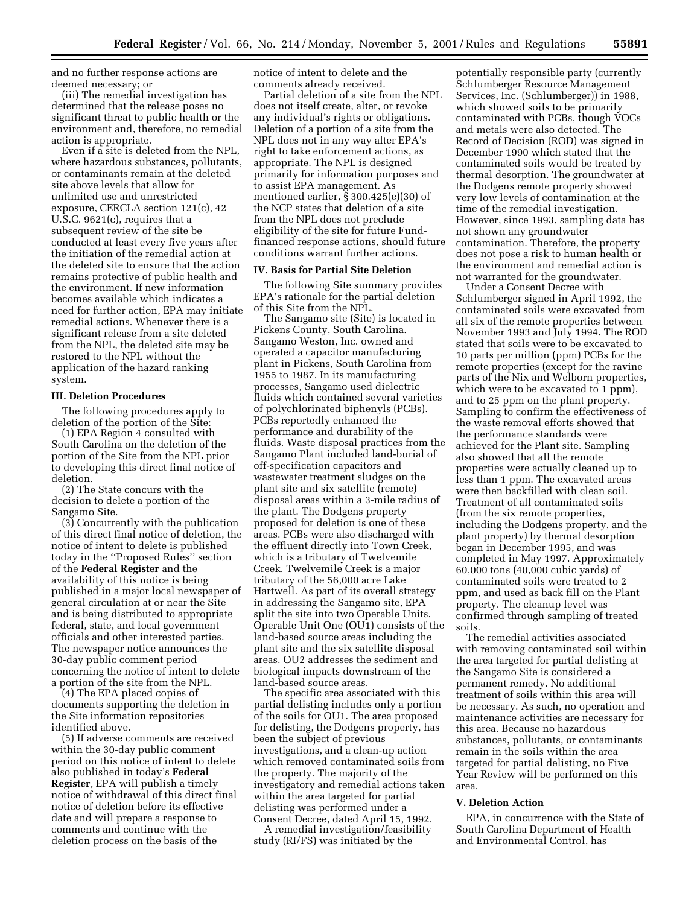and no further response actions are deemed necessary; or

(iii) The remedial investigation has determined that the release poses no significant threat to public health or the environment and, therefore, no remedial action is appropriate.

Even if a site is deleted from the NPL, where hazardous substances, pollutants, or contaminants remain at the deleted site above levels that allow for unlimited use and unrestricted exposure, CERCLA section 121(c), 42 U.S.C. 9621(c), requires that a subsequent review of the site be conducted at least every five years after the initiation of the remedial action at the deleted site to ensure that the action remains protective of public health and the environment. If new information becomes available which indicates a need for further action, EPA may initiate remedial actions. Whenever there is a significant release from a site deleted from the NPL, the deleted site may be restored to the NPL without the application of the hazard ranking system.

### III. Deletion Procedures

The following procedures apply to deletion of the portion of the Site:

(1) EPA Region 4 consulted with South Carolina on the deletion of the portion of the Site from the NPL prior to developing this direct final notice of deletion.

(2) The State concurs with the decision to delete a portion of the Sangamo Site.

(3) Concurrently with the publication of this direct final notice of deletion, the notice of intent to delete is published today in the ''Proposed Rules'' section of the **Federal Register** and the availability of this notice is being published in a major local newspaper of general circulation at or near the Site and is being distributed to appropriate federal, state, and local government officials and other interested parties. The newspaper notice announces the 30-day public comment period concerning the notice of intent to delete a portion of the site from the NPL.

(4) The EPA placed copies of documents supporting the deletion in the Site information repositories identified above.

(5) If adverse comments are received within the 30-day public comment period on this notice of intent to delete also published in today's **Federal Register**, EPA will publish a timely notice of withdrawal of this direct final notice of deletion before its effective date and will prepare a response to comments and continue with the deletion process on the basis of the notice of intent to delete and the comments already received.

Partial deletion of a site from the NPL does not itself create, alter, or revoke any individual's rights or obligations. Deletion of a portion of a site from the NPL does not in any way alter EPA's right to take enforcement actions, as appropriate. The NPL is designed primarily for information purposes and to assist EPA management. As mentioned earlier, § 300.425(e)(30) of the NCP states that deletion of a site from the NPL does not preclude eligibility of the site for future Fund-financed response actions, should future conditions warrant further actions.

### IV. Basis for Partial Site Deletion

The following Site summary provides EPA's rationale for the partial deletion of this Site from the NPL.

The Sangamo site (Site) is located in Pickens County, South Carolina. Sangamo Weston, Inc. owned and operated a capacitor manufacturing plant in Pickens, South Carolina from 1955 to 1987. In its manufacturing processes, Sangamo used dielectric fluids which contained several varieties of polychlorinated biphenyls (PCBs). PCBs reportedly enhanced the performance and durability of the fluids. Waste disposal practices from the Sangamo Plant included land-burial of off-specification capacitors and wastewater treatment sludges on the plant site and six satellite (remote) disposal areas within a 3-mile radius of the plant. The Dodgens property proposed for deletion is one of these areas. PCBs were also discharged with the effluent directly into Town Creek, which is a tributary of Twelvemile Creek. Twelvemile Creek is a major tributary of the 56,000 acre Lake Hartwell. As part of its overall strategy in addressing the Sangamo site, EPA split the site into two Operable Units. Operable Unit One (OU1) consists of the land-based source areas including the plant site and the six satellite disposal areas. OU2 addresses the sediment and biological impacts downstream of the land-based source areas.

The specific area associated with this partial delisting includes only a portion of the soils for OU1. The area proposed for delisting, the Dodgens property, has been the subject of previous investigations, and a clean-up action which removed contaminated soils from the property. The majority of the investigatory and remedial actions taken within the area targeted for partial delisting was performed under a Consent Decree, dated April 15, 1992.

A remedial investigation/feasibility study (RI/FS) was initiated by the potentially responsible party (currently Schlumberger Resource Management Services, Inc. (Schlumberger)) in 1988, which showed soils to be primarily contaminated with PCBs, though VOCs and metals were also detected. The Record of Decision (ROD) was signed in December 1990 which stated that the contaminated soils would be treated by thermal desorption. The groundwater at the Dodgens remote property showed very low levels of contamination at the time of the remedial investigation. However, since 1993, sampling data has not shown any groundwater contamination. Therefore, the property does not pose a risk to human health or the environment and remedial action is not warranted for the groundwater.

Under a Consent Decree with Schlumberger signed in April 1992, the contaminated soils were excavated from all six of the remote properties between November 1993 and July 1994. The ROD stated that soils were to be excavated to 10 parts per million (ppm) PCBs for the remote properties (except for the ravine parts of the Nix and Welborn properties, which were to be excavated to 1 ppm), and to 25 ppm on the plant property. Sampling to confirm the effectiveness of the waste removal efforts showed that the performance standards were achieved for the Plant site. Sampling also showed that all the remote properties were actually cleaned up to less than 1 ppm. The excavated areas were then backfilled with clean soil. Treatment of all contaminated soils (from the six remote properties, including the Dodgens property, and the plant property) by thermal desorption began in December 1995, and was completed in May 1997. Approximately 60,000 tons (40,000 cubic yards) of contaminated soils were treated to 2 ppm, and used as back fill on the Plant property. The cleanup level was confirmed through sampling of treated soils.

The remedial activities associated with removing contaminated soil within the area targeted for partial delisting at the Sangamo Site is considered a permanent remedy. No additional treatment of soils within this area will be necessary. As such, no operation and maintenance activities are necessary for this area. Because no hazardous substances, pollutants, or contaminants remain in the soils within the area targeted for partial delisting, no Five Year Review will be performed on this area.

### V. Deletion Action

EPA, in concurrence with the State of South Carolina Department of Health and Environmental Control, has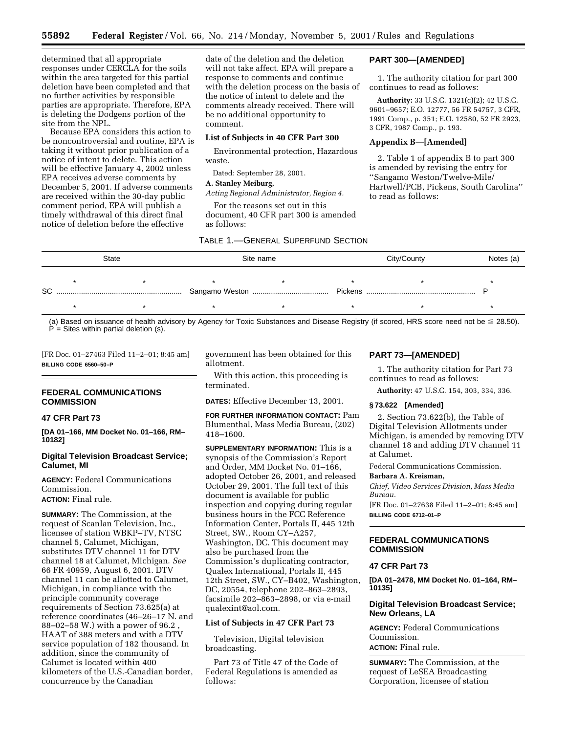determined that all appropriate responses under CERCLA for the soils within the area targeted for this partial deletion have been completed and that no further activities by responsible parties are appropriate. Therefore, EPA is deleting the Dodgens portion of the site from the NPL.

Because EPA considers this action to be noncontroversial and routine, EPA is taking it without prior publication of a notice of intent to delete. This action will be effective January 4, 2002 unless EPA receives adverse comments by December 5, 2001. If adverse comments are received within the 30-day public comment period, EPA will publish a timely withdrawal of this direct final notice of deletion before the effective date of the deletion and the deletion will not take affect. EPA will prepare a response to comments and continue with the deletion process on the basis of the notice of intent to delete and the comments already received. There will be no additional opportunity to comment.

**List of Subjects in 40 CFR Part 300**

Environmental protection, Hazardous waste.

Dated: September 28, 2001.

**A. Stanley Meiburg,**

*Acting Regional Administrator, Region 4.*

For the reasons set out in this document, 40 CFR part 300 is amended as follows:

**PART 300—[AMENDED]**

1. The authority citation for part 300 continues to read as follows:

**Authority:** 33 U.S.C. 1321(c)(2); 42 U.S.C. 9601–9657; E.O. 12777, 56 FR 54757, 3 CFR, 1991 Comp., p. 351; E.O. 12580, 52 FR 2923, 3 CFR, 1987 Comp., p. 193.

**Appendix B—[Amended]**

2. Table 1 of appendix B to part 300 is amended by revising the entry for ''Sangamo Weston/Twelve-Mile/Hartwell/PCB, Pickens, South Carolina'' to read as follows:

TABLE 1.—GENERAL SUPERFUND SECTION

| State | Site name | City/County | Notes (a) |
|---|---|---|---|
| * * | * * | * * | * |
| SC | Sangamo Weston | Pickens | P |
| * * | * * | * * | * |

(a) Based on issuance of health advisory by Agency for Toxic Substances and Disease Registry (if scored, HRS score need not be ≦ 28.50).
P = Sites within partial deletion (s).

[FR Doc. 01–27463 Filed 11–2–01; 8:45 am]

**BILLING CODE 6560–50–P**

## FEDERAL COMMUNICATIONS COMMISSION

### 47 CFR Part 73

**[DA 01–166, MM Docket No. 01–166, RM–10182]**

### Digital Television Broadcast Service; Calumet, MI

**AGENCY:** Federal Communications Commission.

**ACTION:** Final rule.

**SUMMARY:** The Commission, at the request of Scanlan Television, Inc., licensee of station WBKP–TV, NTSC channel 5, Calumet, Michigan, substitutes DTV channel 11 for DTV channel 18 at Calumet, Michigan. *See* 66 FR 40959, August 6, 2001. DTV channel 11 can be allotted to Calumet, Michigan, in compliance with the principle community coverage requirements of Section 73.625(a) at reference coordinates (46–26–17 N. and 88–02–58 W.) with a power of 96.2 , HAAT of 388 meters and with a DTV service population of 182 thousand. In addition, since the community of Calumet is located within 400 kilometers of the U.S.-Canadian border, concurrence by the Canadian government has been obtained for this allotment.

With this action, this proceeding is terminated.

**DATES:** Effective December 13, 2001.

**FOR FURTHER INFORMATION CONTACT:** Pam Blumenthal, Mass Media Bureau, (202) 418–1600.

**SUPPLEMENTARY INFORMATION:** This is a synopsis of the Commission's Report and Order, MM Docket No. 01–166, adopted October 26, 2001, and released October 29, 2001. The full text of this document is available for public inspection and copying during regular business hours in the FCC Reference Information Center, Portals II, 445 12th Street, SW., Room CY–A257, Washington, DC. This document may also be purchased from the Commission's duplicating contractor, Qualex International, Portals II, 445 12th Street, SW., CY–B402, Washington, DC, 20554, telephone 202–863–2893, facsimile 202–863–2898, or via e-mail qualexint@aol.com.

**List of Subjects in 47 CFR Part 73**

Television, Digital television broadcasting.

Part 73 of Title 47 of the Code of Federal Regulations is amended as follows:

**PART 73—[AMENDED]**

1. The authority citation for Part 73 continues to read as follows:

**Authority:** 47 U.S.C. 154, 303, 334, 336.

**§ 73.622 [Amended]**

2. Section 73.622(b), the Table of Digital Television Allotments under Michigan, is amended by removing DTV channel 18 and adding DTV channel 11 at Calumet.

Federal Communications Commission.

**Barbara A. Kreisman,**

*Chief, Video Services Division, Mass Media Bureau.*

[FR Doc. 01–27638 Filed 11–2–01; 8:45 am]

**BILLING CODE 6712–01–P**

## FEDERAL COMMUNICATIONS COMMISSION

### 47 CFR Part 73

**[DA 01–2478, MM Docket No. 01–164, RM–10135]**

### Digital Television Broadcast Service; New Orleans, LA

**AGENCY:** Federal Communications Commission.

**ACTION:** Final rule.

**SUMMARY:** The Commission, at the request of LeSEA Broadcasting Corporation, licensee of station